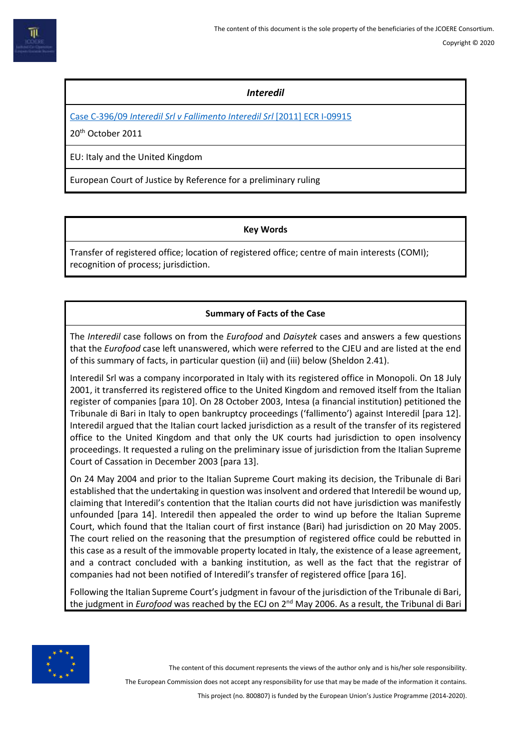## *Interedil*

[Case C-396/09 *Interedil Srl v Fallimento Interedil Srl* [2011] ECR I-09915]

20th October 2011

EU: Italy and the United Kingdom

European Court of Justice by Reference for a preliminary ruling

### Key Words

Transfer of registered office; location of registered office; centre of main interests (COMI); recognition of process; jurisdiction.

### Summary of Facts of the Case

The *Interedil* case follows on from the *Eurofood* and *Daisytek* cases and answers a few questions that the *Eurofood* case left unanswered, which were referred to the CJEU and are listed at the end of this summary of facts, in particular question (ii) and (iii) below (Sheldon 2.41).

Interedil Srl was a company incorporated in Italy with its registered office in Monopoli. On 18 July 2001, it transferred its registered office to the United Kingdom and removed itself from the Italian register of companies [para 10]. On 28 October 2003, Intesa (a financial institution) petitioned the Tribunale di Bari in Italy to open bankruptcy proceedings ('fallimento') against Interedil [para 12]. Interedil argued that the Italian court lacked jurisdiction as a result of the transfer of its registered office to the United Kingdom and that only the UK courts had jurisdiction to open insolvency proceedings. It requested a ruling on the preliminary issue of jurisdiction from the Italian Supreme Court of Cassation in December 2003 [para 13].

On 24 May 2004 and prior to the Italian Supreme Court making its decision, the Tribunale di Bari established that the undertaking in question was insolvent and ordered that Interedil be wound up, claiming that Interedil's contention that the Italian courts did not have jurisdiction was manifestly unfounded [para 14]. Interedil then appealed the order to wind up before the Italian Supreme Court, which found that the Italian court of first instance (Bari) had jurisdiction on 20 May 2005. The court relied on the reasoning that the presumption of registered office could be rebutted in this case as a result of the immovable property located in Italy, the existence of a lease agreement, and a contract concluded with a banking institution, as well as the fact that the registrar of companies had not been notified of Interedil's transfer of registered office [para 16].

Following the Italian Supreme Court's judgment in favour of the jurisdiction of the Tribunale di Bari, the judgment in *Eurofood* was reached by the ECJ on 2nd May 2006. As a result, the Tribunal di Bari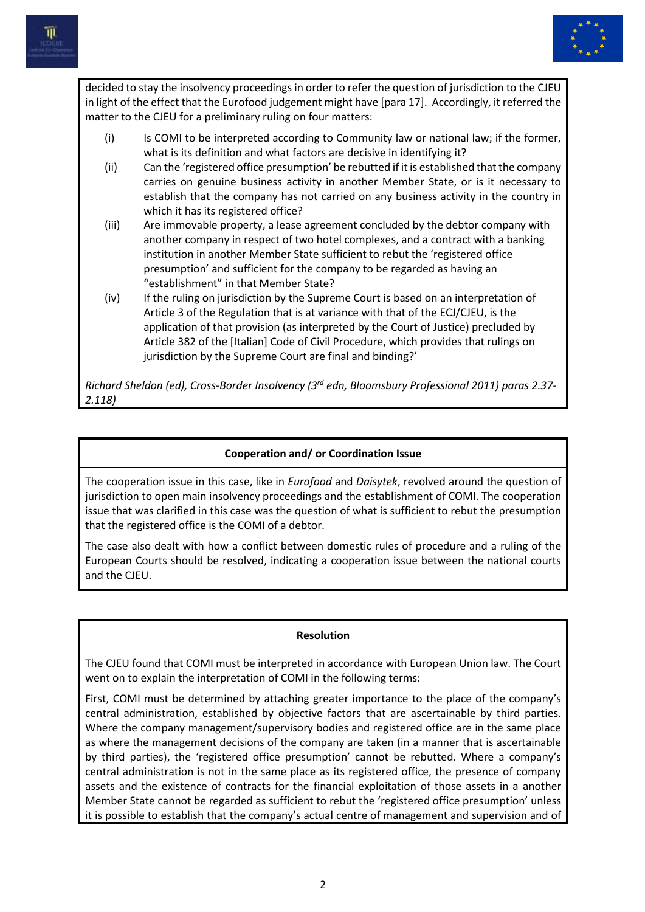decided to stay the insolvency proceedings in order to refer the question of jurisdiction to the CJEU in light of the effect that the Eurofood judgement might have [para 17]. Accordingly, it referred the matter to the CJEU for a preliminary ruling on four matters:

(i) Is COMI to be interpreted according to Community law or national law; if the former, what is its definition and what factors are decisive in identifying it?

(ii) Can the 'registered office presumption' be rebutted if it is established that the company carries on genuine business activity in another Member State, or is it necessary to establish that the company has not carried on any business activity in the country in which it has its registered office?

(iii) Are immovable property, a lease agreement concluded by the debtor company with another company in respect of two hotel complexes, and a contract with a banking institution in another Member State sufficient to rebut the 'registered office presumption' and sufficient for the company to be regarded as having an "establishment" in that Member State?

(iv) If the ruling on jurisdiction by the Supreme Court is based on an interpretation of Article 3 of the Regulation that is at variance with that of the ECJ/CJEU, is the application of that provision (as interpreted by the Court of Justice) precluded by Article 382 of the [Italian] Code of Civil Procedure, which provides that rulings on jurisdiction by the Supreme Court are final and binding?'

*Richard Sheldon (ed), Cross-Border Insolvency (3rd edn, Bloomsbury Professional 2011) paras 2.37-2.118)*

**Cooperation and/ or Coordination Issue**

The cooperation issue in this case, like in *Eurofood* and *Daisytek*, revolved around the question of jurisdiction to open main insolvency proceedings and the establishment of COMI. The cooperation issue that was clarified in this case was the question of what is sufficient to rebut the presumption that the registered office is the COMI of a debtor.

The case also dealt with how a conflict between domestic rules of procedure and a ruling of the European Courts should be resolved, indicating a cooperation issue between the national courts and the CJEU.

**Resolution**

The CJEU found that COMI must be interpreted in accordance with European Union law. The Court went on to explain the interpretation of COMI in the following terms:

First, COMI must be determined by attaching greater importance to the place of the company's central administration, established by objective factors that are ascertainable by third parties. Where the company management/supervisory bodies and registered office are in the same place as where the management decisions of the company are taken (in a manner that is ascertainable by third parties), the 'registered office presumption' cannot be rebutted. Where a company's central administration is not in the same place as its registered office, the presence of company assets and the existence of contracts for the financial exploitation of those assets in a another Member State cannot be regarded as sufficient to rebut the 'registered office presumption' unless it is possible to establish that the company's actual centre of management and supervision and of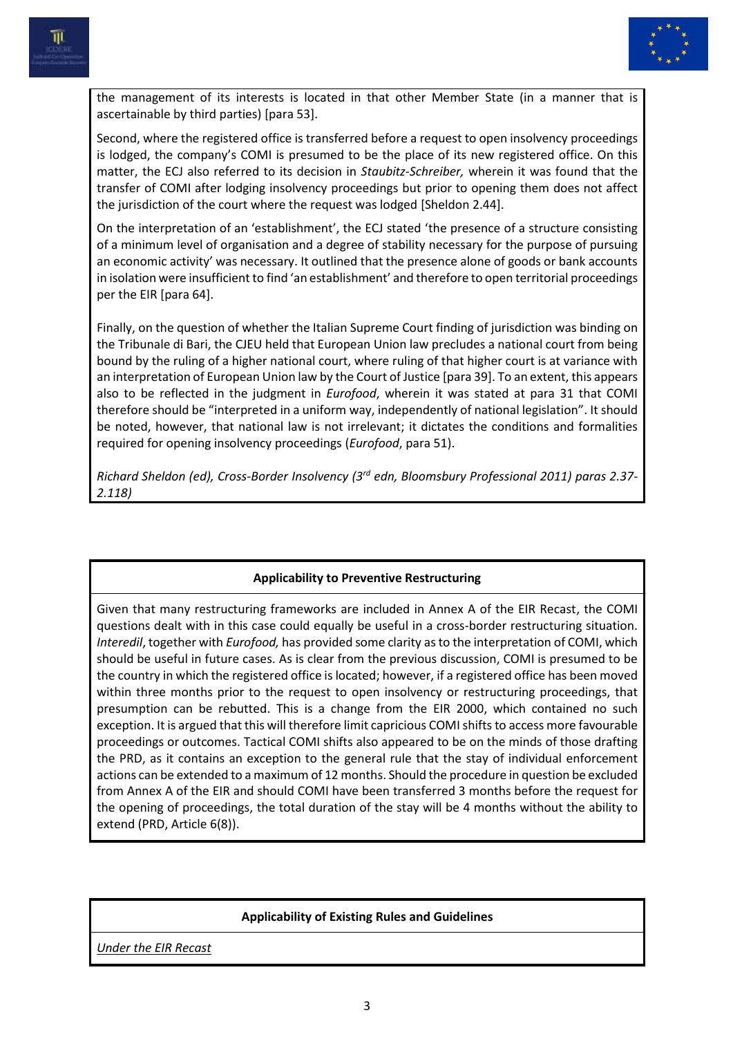the management of its interests is located in that other Member State (in a manner that is ascertainable by third parties) [para 53].

Second, where the registered office is transferred before a request to open insolvency proceedings is lodged, the company's COMI is presumed to be the place of its new registered office. On this matter, the ECJ also referred to its decision in *Staubitz-Schreiber,* wherein it was found that the transfer of COMI after lodging insolvency proceedings but prior to opening them does not affect the jurisdiction of the court where the request was lodged [Sheldon 2.44].

On the interpretation of an 'establishment', the ECJ stated 'the presence of a structure consisting of a minimum level of organisation and a degree of stability necessary for the purpose of pursuing an economic activity' was necessary. It outlined that the presence alone of goods or bank accounts in isolation were insufficient to find 'an establishment' and therefore to open territorial proceedings per the EIR [para 64].

Finally, on the question of whether the Italian Supreme Court finding of jurisdiction was binding on the Tribunale di Bari, the CJEU held that European Union law precludes a national court from being bound by the ruling of a higher national court, where ruling of that higher court is at variance with an interpretation of European Union law by the Court of Justice [para 39]. To an extent, this appears also to be reflected in the judgment in *Eurofood*, wherein it was stated at para 31 that COMI therefore should be "interpreted in a uniform way, independently of national legislation". It should be noted, however, that national law is not irrelevant; it dictates the conditions and formalities required for opening insolvency proceedings (*Eurofood*, para 51).

*Richard Sheldon (ed), Cross-Border Insolvency (3rd edn, Bloomsbury Professional 2011) paras 2.37-2.118)*

**Applicability to Preventive Restructuring**

Given that many restructuring frameworks are included in Annex A of the EIR Recast, the COMI questions dealt with in this case could equally be useful in a cross-border restructuring situation. *Interedil*, together with *Eurofood,* has provided some clarity as to the interpretation of COMI, which should be useful in future cases. As is clear from the previous discussion, COMI is presumed to be the country in which the registered office is located; however, if a registered office has been moved within three months prior to the request to open insolvency or restructuring proceedings, that presumption can be rebutted. This is a change from the EIR 2000, which contained no such exception. It is argued that this will therefore limit capricious COMI shifts to access more favourable proceedings or outcomes. Tactical COMI shifts also appeared to be on the minds of those drafting the PRD, as it contains an exception to the general rule that the stay of individual enforcement actions can be extended to a maximum of 12 months. Should the procedure in question be excluded from Annex A of the EIR and should COMI have been transferred 3 months before the request for the opening of proceedings, the total duration of the stay will be 4 months without the ability to extend (PRD, Article 6(8)).

**Applicability of Existing Rules and Guidelines**

<u>*Under the EIR Recast*</u>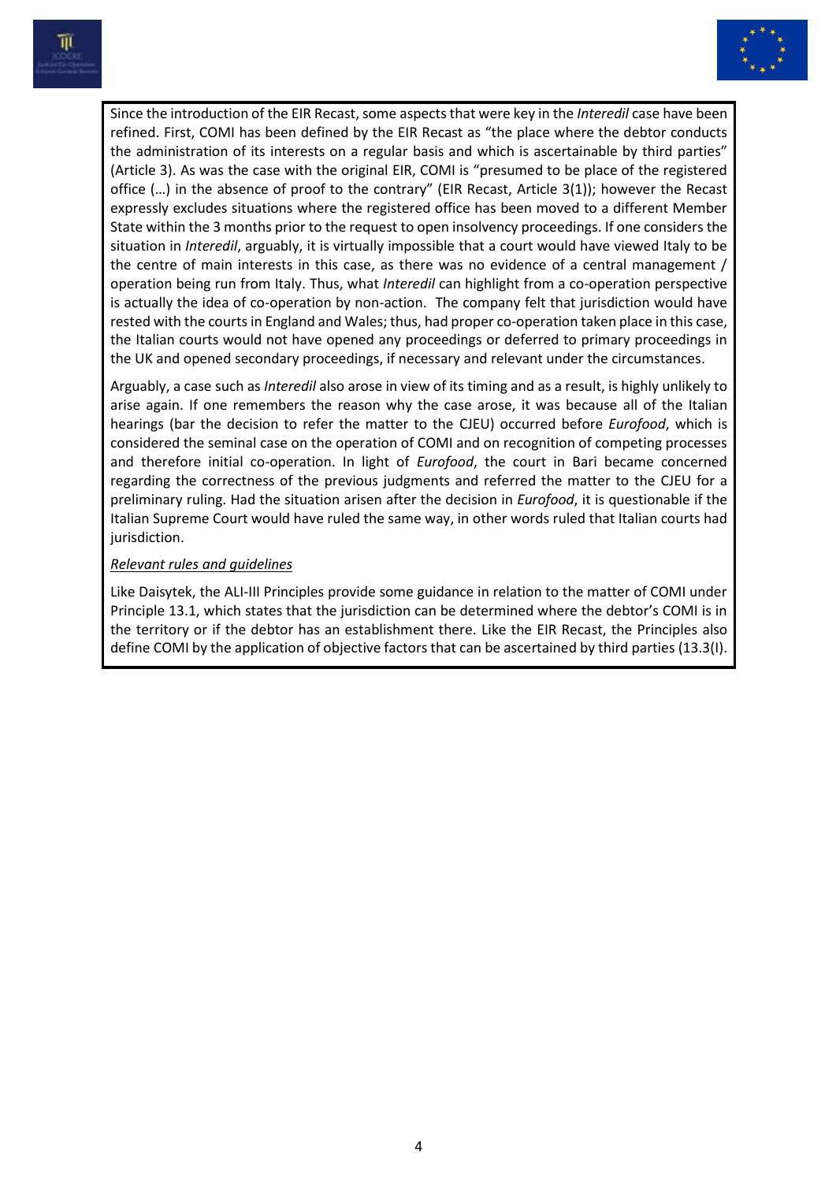Since the introduction of the EIR Recast, some aspects that were key in the *Interedil* case have been refined. First, COMI has been defined by the EIR Recast as "the place where the debtor conducts the administration of its interests on a regular basis and which is ascertainable by third parties" (Article 3). As was the case with the original EIR, COMI is "presumed to be place of the registered office (…) in the absence of proof to the contrary" (EIR Recast, Article 3(1)); however the Recast expressly excludes situations where the registered office has been moved to a different Member State within the 3 months prior to the request to open insolvency proceedings. If one considers the situation in *Interedil*, arguably, it is virtually impossible that a court would have viewed Italy to be the centre of main interests in this case, as there was no evidence of a central management / operation being run from Italy. Thus, what *Interedil* can highlight from a co-operation perspective is actually the idea of co-operation by non-action. The company felt that jurisdiction would have rested with the courts in England and Wales; thus, had proper co-operation taken place in this case, the Italian courts would not have opened any proceedings or deferred to primary proceedings in the UK and opened secondary proceedings, if necessary and relevant under the circumstances.

Arguably, a case such as *Interedil* also arose in view of its timing and as a result, is highly unlikely to arise again. If one remembers the reason why the case arose, it was because all of the Italian hearings (bar the decision to refer the matter to the CJEU) occurred before *Eurofood*, which is considered the seminal case on the operation of COMI and on recognition of competing processes and therefore initial co-operation. In light of *Eurofood*, the court in Bari became concerned regarding the correctness of the previous judgments and referred the matter to the CJEU for a preliminary ruling. Had the situation arisen after the decision in *Eurofood*, it is questionable if the Italian Supreme Court would have ruled the same way, in other words ruled that Italian courts had jurisdiction.

*Relevant rules and guidelines*

Like Daisytek, the ALI-III Principles provide some guidance in relation to the matter of COMI under Principle 13.1, which states that the jurisdiction can be determined where the debtor's COMI is in the territory or if the debtor has an establishment there. Like the EIR Recast, the Principles also define COMI by the application of objective factors that can be ascertained by third parties (13.3(I).